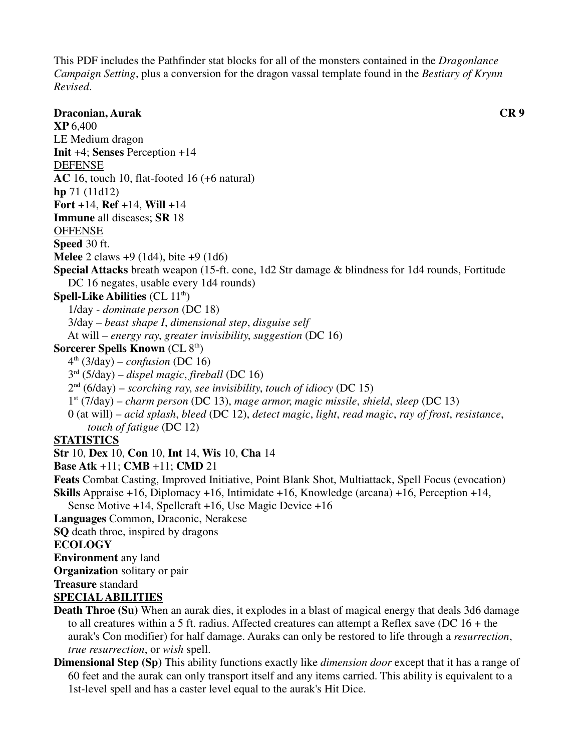This PDF includes the Pathfinder stat blocks for all of the monsters contained in the *Dragonlance Campaign Setting*, plus a conversion for the dragon vassal template found in the *Bestiary of Krynn Revised*.

**Draconian, Aurak** **CR 9**

**XP** 6,400
LE Medium dragon
**Init** +4; **Senses** Perception +14

DEFENSE

**AC** 16, touch 10, flat-footed 16 (+6 natural)
**hp** 71 (11d12)
**Fort** +14, **Ref** +14, **Will** +14
**Immune** all diseases; **SR** 18

OFFENSE

**Speed** 30 ft.
**Melee** 2 claws +9 (1d4), bite +9 (1d6)
**Special Attacks** breath weapon (15-ft. cone, 1d2 Str damage & blindness for 1d4 rounds, Fortitude DC 16 negates, usable every 1d4 rounds)
**Spell-Like Abilities** (CL 11th)
1/day - *dominate person* (DC 18)
3/day – *beast shape I*, *dimensional step*, *disguise self*
At will – *energy ray*, *greater invisibility*, *suggestion* (DC 16)
**Sorcerer Spells Known** (CL 8th)
4th (3/day) – *confusion* (DC 16)
3rd (5/day) – *dispel magic*, *fireball* (DC 16)
2nd (6/day) – *scorching ray*, *see invisibility*, *touch of idiocy* (DC 15)
1st (7/day) – *charm person* (DC 13), *mage armor*, *magic missile*, *shield*, *sleep* (DC 13)
0 (at will) – *acid splash*, *bleed* (DC 12), *detect magic*, *light*, *read magic*, *ray of frost*, *resistance*, *touch of fatigue* (DC 12)

**STATISTICS**

**Str** 10, **Dex** 10, **Con** 10, **Int** 14, **Wis** 10, **Cha** 14
**Base Atk** +11; **CMB** +11; **CMD** 21
**Feats** Combat Casting, Improved Initiative, Point Blank Shot, Multiattack, Spell Focus (evocation)
**Skills** Appraise +16, Diplomacy +16, Intimidate +16, Knowledge (arcana) +16, Perception +14, Sense Motive +14, Spellcraft +16, Use Magic Device +16
**Languages** Common, Draconic, Nerakese
**SQ** death throe, inspired by dragons

**ECOLOGY**

**Environment** any land
**Organization** solitary or pair
**Treasure** standard

**SPECIAL ABILITIES**

**Death Throe (Su)** When an aurak dies, it explodes in a blast of magical energy that deals 3d6 damage to all creatures within a 5 ft. radius. Affected creatures can attempt a Reflex save (DC 16 + the aurak's Con modifier) for half damage. Auraks can only be restored to life through a *resurrection*, *true resurrection*, or *wish* spell.

**Dimensional Step (Sp)** This ability functions exactly like *dimension door* except that it has a range of 60 feet and the aurak can only transport itself and any items carried. This ability is equivalent to a 1st-level spell and has a caster level equal to the aurak's Hit Dice.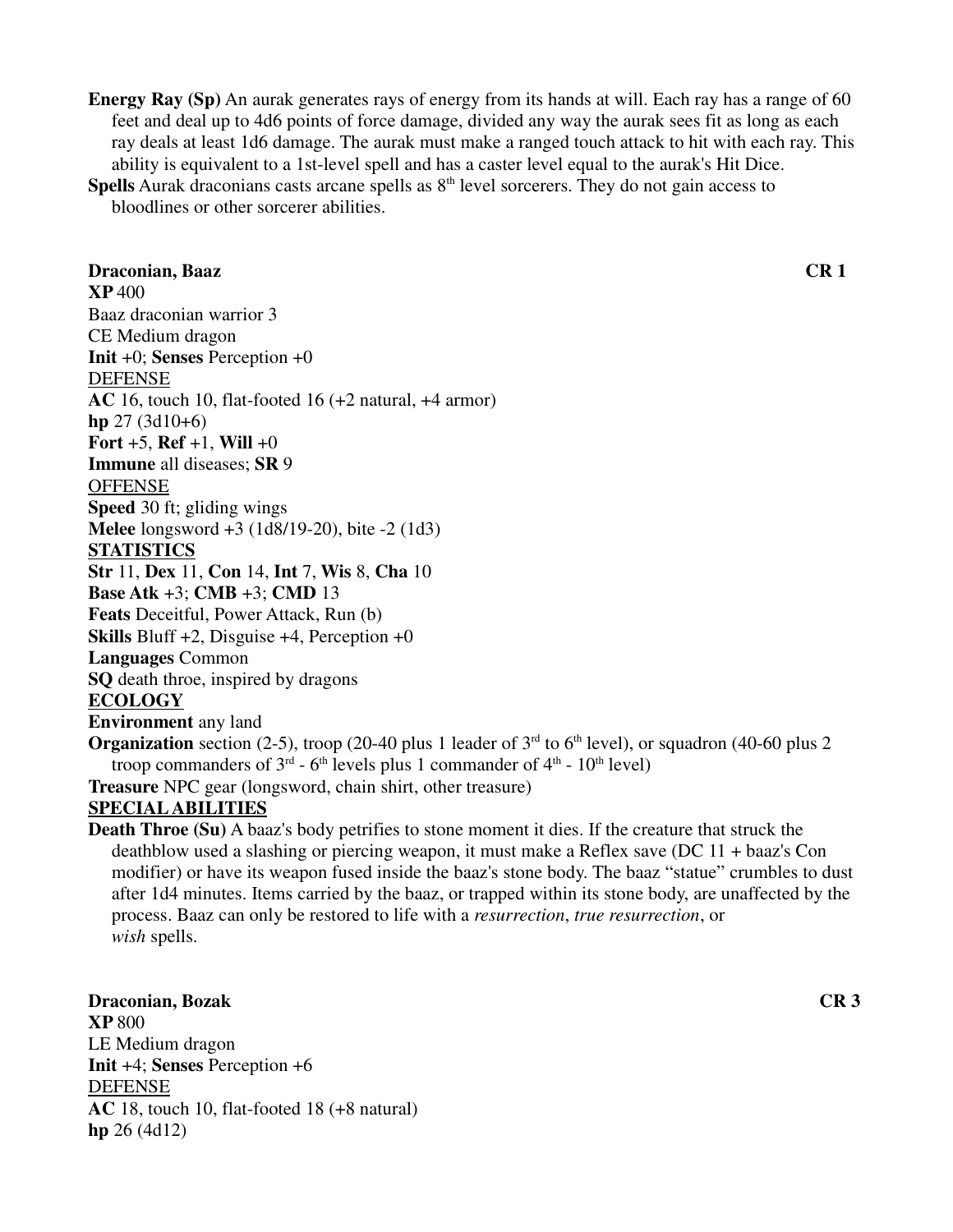**Energy Ray (Sp)** An aurak generates rays of energy from its hands at will. Each ray has a range of 60 feet and deal up to 4d6 points of force damage, divided any way the aurak sees fit as long as each ray deals at least 1d6 damage. The aurak must make a ranged touch attack to hit with each ray. This ability is equivalent to a 1st-level spell and has a caster level equal to the aurak's Hit Dice.

**Spells** Aurak draconians casts arcane spells as 8th level sorcerers. They do not gain access to bloodlines or other sorcerer abilities.

## Draconian, Baaz — CR 1

**XP** 400
Baaz draconian warrior 3
CE Medium dragon
**Init** +0; **Senses** Perception +0

DEFENSE

**AC** 16, touch 10, flat-footed 16 (+2 natural, +4 armor)
**hp** 27 (3d10+6)
**Fort** +5, **Ref** +1, **Will** +0
**Immune** all diseases; **SR** 9

OFFENSE

**Speed** 30 ft; gliding wings
**Melee** longsword +3 (1d8/19-20), bite -2 (1d3)

**STATISTICS**

**Str** 11, **Dex** 11, **Con** 14, **Int** 7, **Wis** 8, **Cha** 10
**Base Atk** +3; **CMB** +3; **CMD** 13
**Feats** Deceitful, Power Attack, Run (b)
**Skills** Bluff +2, Disguise +4, Perception +0
**Languages** Common
**SQ** death throe, inspired by dragons

**ECOLOGY**

**Environment** any land
**Organization** section (2-5), troop (20-40 plus 1 leader of 3rd to 6th level), or squadron (40-60 plus 2 troop commanders of 3rd - 6th levels plus 1 commander of 4th - 10th level)
**Treasure** NPC gear (longsword, chain shirt, other treasure)

**SPECIAL ABILITIES**

**Death Throe (Su)** A baaz's body petrifies to stone moment it dies. If the creature that struck the deathblow used a slashing or piercing weapon, it must make a Reflex save (DC 11 + baaz's Con modifier) or have its weapon fused inside the baaz's stone body. The baaz "statue" crumbles to dust after 1d4 minutes. Items carried by the baaz, or trapped within its stone body, are unaffected by the process. Baaz can only be restored to life with a *resurrection*, *true resurrection*, or *wish* spells.

## Draconian, Bozak — CR 3

**XP** 800
LE Medium dragon
**Init** +4; **Senses** Perception +6

DEFENSE

**AC** 18, touch 10, flat-footed 18 (+8 natural)
**hp** 26 (4d12)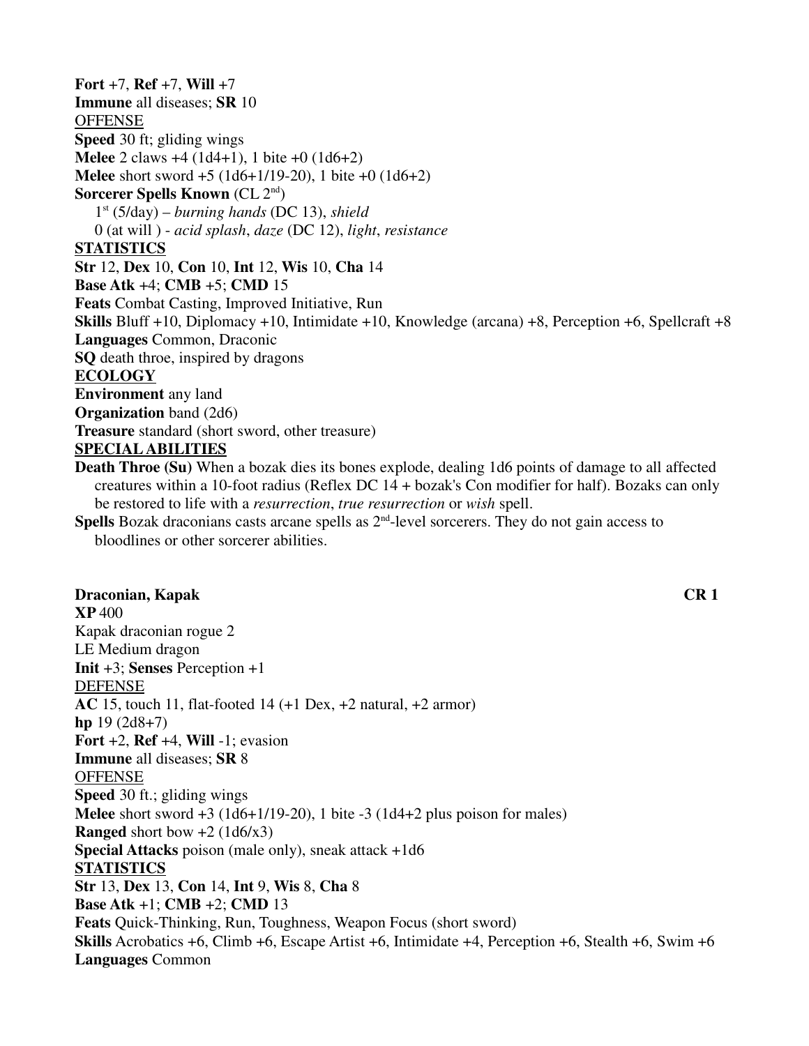**Fort** +7, **Ref** +7, **Will** +7
**Immune** all diseases; **SR** 10
OFFENSE
**Speed** 30 ft; gliding wings
**Melee** 2 claws +4 (1d4+1), 1 bite +0 (1d6+2)
**Melee** short sword +5 (1d6+1/19-20), 1 bite +0 (1d6+2)
**Sorcerer Spells Known** (CL 2nd)
1st (5/day) – *burning hands* (DC 13), *shield*
0 (at will ) - *acid splash*, *daze* (DC 12), *light*, *resistance*
**STATISTICS**
**Str** 12, **Dex** 10, **Con** 10, **Int** 12, **Wis** 10, **Cha** 14
**Base Atk** +4; **CMB** +5; **CMD** 15
**Feats** Combat Casting, Improved Initiative, Run
**Skills** Bluff +10, Diplomacy +10, Intimidate +10, Knowledge (arcana) +8, Perception +6, Spellcraft +8
**Languages** Common, Draconic
**SQ** death throe, inspired by dragons
**ECOLOGY**
**Environment** any land
**Organization** band (2d6)
**Treasure** standard (short sword, other treasure)
**SPECIAL ABILITIES**
**Death Throe (Su)** When a bozak dies its bones explode, dealing 1d6 points of damage to all affected creatures within a 10-foot radius (Reflex DC 14 + bozak's Con modifier for half). Bozaks can only be restored to life with a *resurrection*, *true resurrection* or *wish* spell.
**Spells** Bozak draconians casts arcane spells as 2nd-level sorcerers. They do not gain access to bloodlines or other sorcerer abilities.

**Draconian, Kapak** **CR 1**
**XP** 400
Kapak draconian rogue 2
LE Medium dragon
**Init** +3; **Senses** Perception +1
DEFENSE
**AC** 15, touch 11, flat-footed 14 (+1 Dex, +2 natural, +2 armor)
**hp** 19 (2d8+7)
**Fort** +2, **Ref** +4, **Will** -1; evasion
**Immune** all diseases; **SR** 8
OFFENSE
**Speed** 30 ft.; gliding wings
**Melee** short sword +3 (1d6+1/19-20), 1 bite -3 (1d4+2 plus poison for males)
**Ranged** short bow +2 (1d6/x3)
**Special Attacks** poison (male only), sneak attack +1d6
**STATISTICS**
**Str** 13, **Dex** 13, **Con** 14, **Int** 9, **Wis** 8, **Cha** 8
**Base Atk** +1; **CMB** +2; **CMD** 13
**Feats** Quick-Thinking, Run, Toughness, Weapon Focus (short sword)
**Skills** Acrobatics +6, Climb +6, Escape Artist +6, Intimidate +4, Perception +6, Stealth +6, Swim +6
**Languages** Common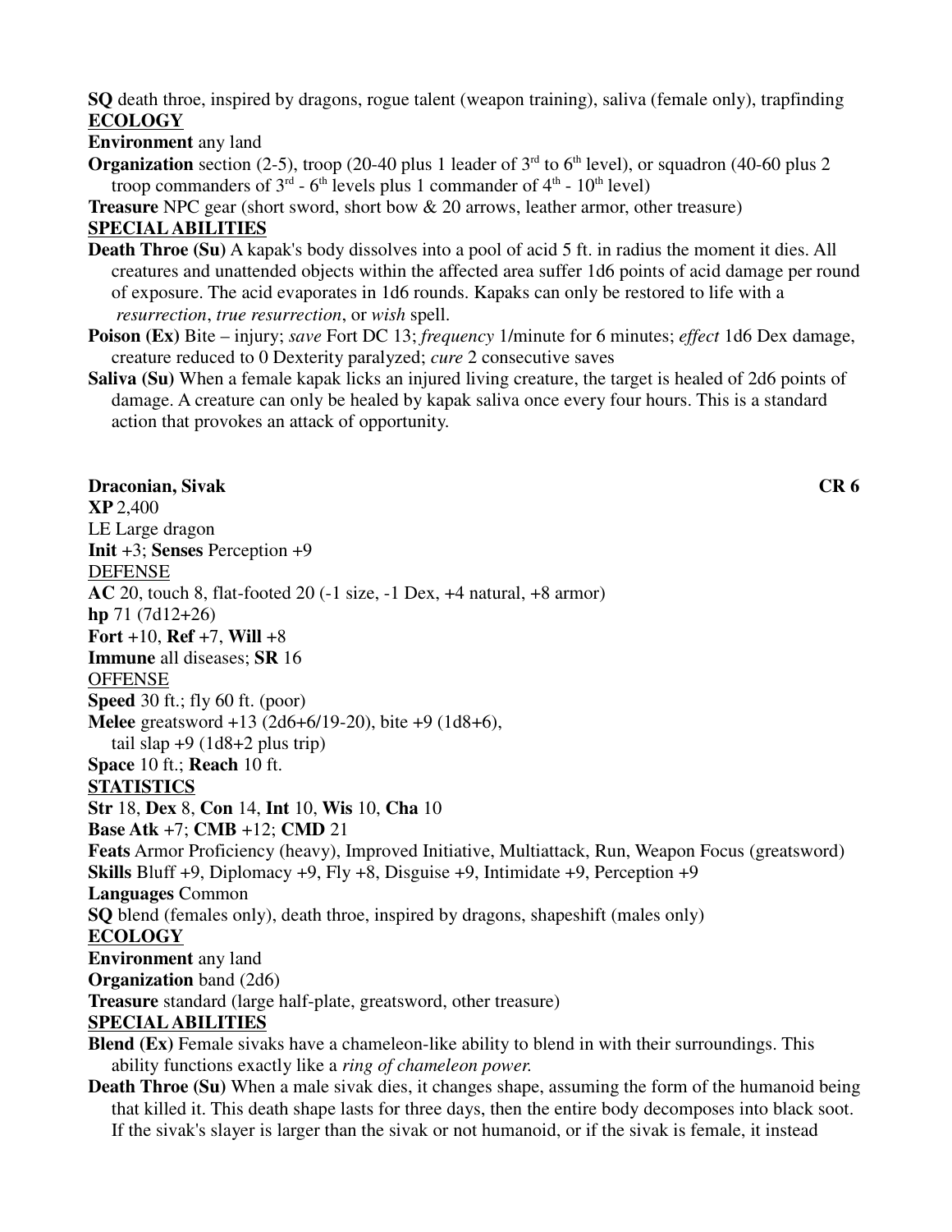**SQ** death throe, inspired by dragons, rogue talent (weapon training), saliva (female only), trapfinding

**ECOLOGY**

**Environment** any land

**Organization** section (2-5), troop (20-40 plus 1 leader of 3rd to 6th level), or squadron (40-60 plus 2 troop commanders of 3rd - 6th levels plus 1 commander of 4th - 10th level)

**Treasure** NPC gear (short sword, short bow & 20 arrows, leather armor, other treasure)

**SPECIAL ABILITIES**

**Death Throe (Su)** A kapak's body dissolves into a pool of acid 5 ft. in radius the moment it dies. All creatures and unattended objects within the affected area suffer 1d6 points of acid damage per round of exposure. The acid evaporates in 1d6 rounds. Kapaks can only be restored to life with a *resurrection*, *true resurrection*, or *wish* spell.

**Poison (Ex)** Bite – injury; *save* Fort DC 13; *frequency* 1/minute for 6 minutes; *effect* 1d6 Dex damage, creature reduced to 0 Dexterity paralyzed; *cure* 2 consecutive saves

**Saliva (Su)** When a female kapak licks an injured living creature, the target is healed of 2d6 points of damage. A creature can only be healed by kapak saliva once every four hours. This is a standard action that provokes an attack of opportunity.

**Draconian, Sivak** **CR 6**

**XP** 2,400

LE Large dragon

**Init** +3; **Senses** Perception +9

DEFENSE

**AC** 20, touch 8, flat-footed 20 (-1 size, -1 Dex, +4 natural, +8 armor)

**hp** 71 (7d12+26)

**Fort** +10, **Ref** +7, **Will** +8

**Immune** all diseases; **SR** 16

OFFENSE

**Speed** 30 ft.; fly 60 ft. (poor)

**Melee** greatsword +13 (2d6+6/19-20), bite +9 (1d8+6), tail slap +9 (1d8+2 plus trip)

**Space** 10 ft.; **Reach** 10 ft.

**STATISTICS**

**Str** 18, **Dex** 8, **Con** 14, **Int** 10, **Wis** 10, **Cha** 10

**Base Atk** +7; **CMB** +12; **CMD** 21

**Feats** Armor Proficiency (heavy), Improved Initiative, Multiattack, Run, Weapon Focus (greatsword)

**Skills** Bluff +9, Diplomacy +9, Fly +8, Disguise +9, Intimidate +9, Perception +9

**Languages** Common

**SQ** blend (females only), death throe, inspired by dragons, shapeshift (males only)

**ECOLOGY**

**Environment** any land

**Organization** band (2d6)

**Treasure** standard (large half-plate, greatsword, other treasure)

**SPECIAL ABILITIES**

**Blend (Ex)** Female sivaks have a chameleon-like ability to blend in with their surroundings. This ability functions exactly like a *ring of chameleon power.*

**Death Throe (Su)** When a male sivak dies, it changes shape, assuming the form of the humanoid being that killed it. This death shape lasts for three days, then the entire body decomposes into black soot. If the sivak's slayer is larger than the sivak or not humanoid, or if the sivak is female, it instead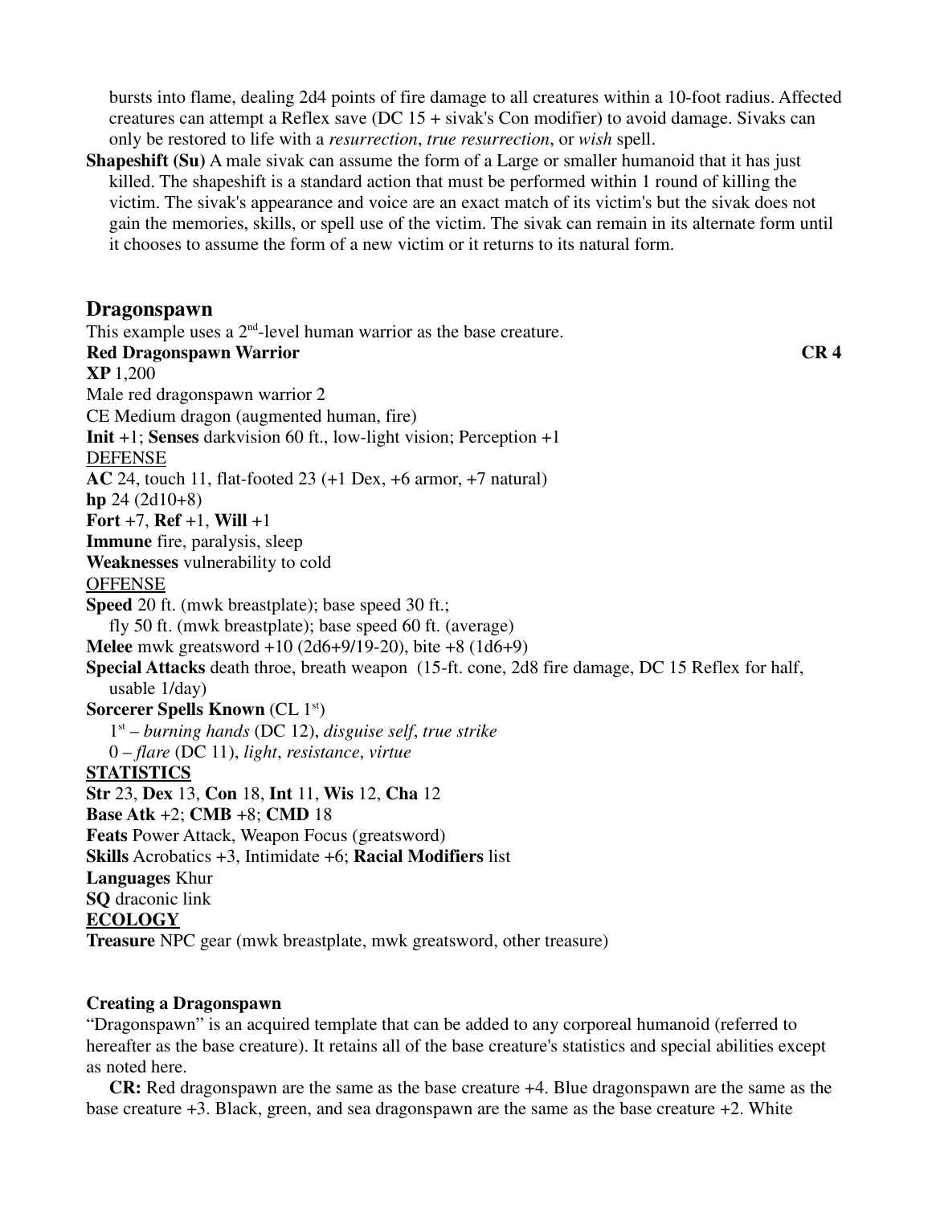bursts into flame, dealing 2d4 points of fire damage to all creatures within a 10-foot radius. Affected creatures can attempt a Reflex save (DC 15 + sivak's Con modifier) to avoid damage. Sivaks can only be restored to life with a *resurrection*, *true resurrection*, or *wish* spell.

**Shapeshift (Su)** A male sivak can assume the form of a Large or smaller humanoid that it has just killed. The shapeshift is a standard action that must be performed within 1 round of killing the victim. The sivak's appearance and voice are an exact match of its victim's but the sivak does not gain the memories, skills, or spell use of the victim. The sivak can remain in its alternate form until it chooses to assume the form of a new victim or it returns to its natural form.

## Dragonspawn

This example uses a 2nd-level human warrior as the base creature.

**Red Dragonspawn Warrior** **CR 4**

**XP** 1,200

Male red dragonspawn warrior 2

CE Medium dragon (augmented human, fire)

**Init** +1; **Senses** darkvision 60 ft., low-light vision; Perception +1

DEFENSE

**AC** 24, touch 11, flat-footed 23 (+1 Dex, +6 armor, +7 natural)

**hp** 24 (2d10+8)

**Fort** +7, **Ref** +1, **Will** +1

**Immune** fire, paralysis, sleep

**Weaknesses** vulnerability to cold

OFFENSE

**Speed** 20 ft. (mwk breastplate); base speed 30 ft.;
fly 50 ft. (mwk breastplate); base speed 60 ft. (average)

**Melee** mwk greatsword +10 (2d6+9/19-20), bite +8 (1d6+9)

**Special Attacks** death throe, breath weapon (15-ft. cone, 2d8 fire damage, DC 15 Reflex for half, usable 1/day)

**Sorcerer Spells Known** (CL 1st)
1st – *burning hands* (DC 12), *disguise self*, *true strike*
0 – *flare* (DC 11), *light*, *resistance*, *virtue*

**STATISTICS**

**Str** 23, **Dex** 13, **Con** 18, **Int** 11, **Wis** 12, **Cha** 12

**Base Atk** +2; **CMB** +8; **CMD** 18

**Feats** Power Attack, Weapon Focus (greatsword)

**Skills** Acrobatics +3, Intimidate +6; **Racial Modifiers** list

**Languages** Khur

**SQ** draconic link

**ECOLOGY**

**Treasure** NPC gear (mwk breastplate, mwk greatsword, other treasure)

### Creating a Dragonspawn

"Dragonspawn" is an acquired template that can be added to any corporeal humanoid (referred to hereafter as the base creature). It retains all of the base creature's statistics and special abilities except as noted here.

**CR:** Red dragonspawn are the same as the base creature +4. Blue dragonspawn are the same as the base creature +3. Black, green, and sea dragonspawn are the same as the base creature +2. White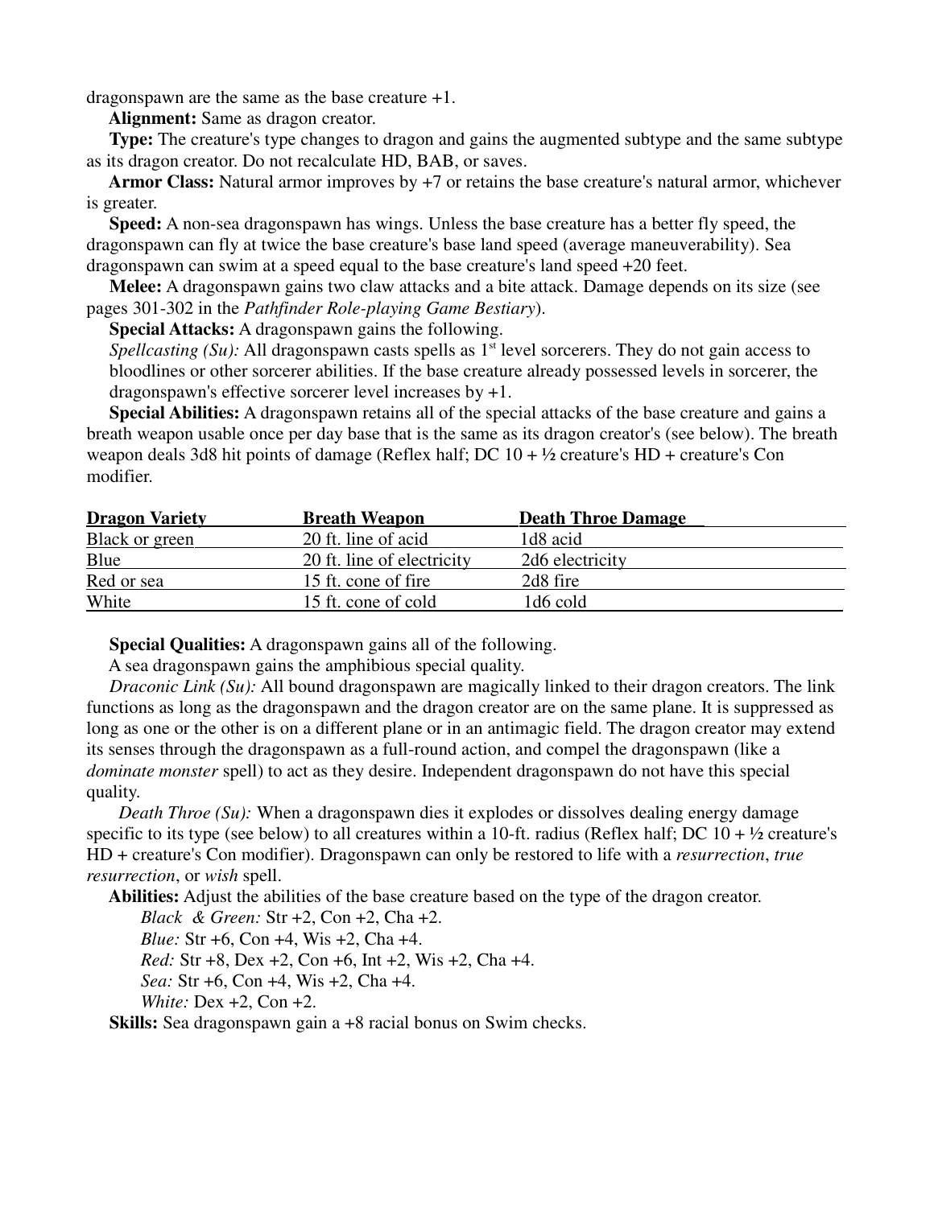dragonspawn are the same as the base creature +1.

**Alignment:** Same as dragon creator.

**Type:** The creature's type changes to dragon and gains the augmented subtype and the same subtype as its dragon creator. Do not recalculate HD, BAB, or saves.

**Armor Class:** Natural armor improves by +7 or retains the base creature's natural armor, whichever is greater.

**Speed:** A non-sea dragonspawn has wings. Unless the base creature has a better fly speed, the dragonspawn can fly at twice the base creature's base land speed (average maneuverability). Sea dragonspawn can swim at a speed equal to the base creature's land speed +20 feet.

**Melee:** A dragonspawn gains two claw attacks and a bite attack. Damage depends on its size (see pages 301-302 in the *Pathfinder Role-playing Game Bestiary*).

**Special Attacks:** A dragonspawn gains the following.

*Spellcasting (Su):* All dragonspawn casts spells as 1st level sorcerers. They do not gain access to bloodlines or other sorcerer abilities. If the base creature already possessed levels in sorcerer, the dragonspawn's effective sorcerer level increases by +1.

**Special Abilities:** A dragonspawn retains all of the special attacks of the base creature and gains a breath weapon usable once per day base that is the same as its dragon creator's (see below). The breath weapon deals 3d8 hit points of damage (Reflex half; DC 10 + ½ creature's HD + creature's Con modifier.

| Dragon Variety | Breath Weapon | Death Throe Damage |
|---|---|---|
| Black or green | 20 ft. line of acid | 1d8 acid |
| Blue | 20 ft. line of electricity | 2d6 electricity |
| Red or sea | 15 ft. cone of fire | 2d8 fire |
| White | 15 ft. cone of cold | 1d6 cold |

**Special Qualities:** A dragonspawn gains all of the following.

A sea dragonspawn gains the amphibious special quality.

*Draconic Link (Su):* All bound dragonspawn are magically linked to their dragon creators. The link functions as long as the dragonspawn and the dragon creator are on the same plane. It is suppressed as long as one or the other is on a different plane or in an antimagic field. The dragon creator may extend its senses through the dragonspawn as a full-round action, and compel the dragonspawn (like a *dominate monster* spell) to act as they desire. Independent dragonspawn do not have this special quality.

*Death Throe (Su):* When a dragonspawn dies it explodes or dissolves dealing energy damage specific to its type (see below) to all creatures within a 10-ft. radius (Reflex half; DC 10 + ½ creature's HD + creature's Con modifier). Dragonspawn can only be restored to life with a *resurrection*, *true resurrection*, or *wish* spell.

**Abilities:** Adjust the abilities of the base creature based on the type of the dragon creator.

*Black & Green:* Str +2, Con +2, Cha +2.

*Blue:* Str +6, Con +4, Wis +2, Cha +4.

*Red:* Str +8, Dex +2, Con +6, Int +2, Wis +2, Cha +4.

*Sea:* Str +6, Con +4, Wis +2, Cha +4.

*White:* Dex +2, Con +2.

**Skills:** Sea dragonspawn gain a +8 racial bonus on Swim checks.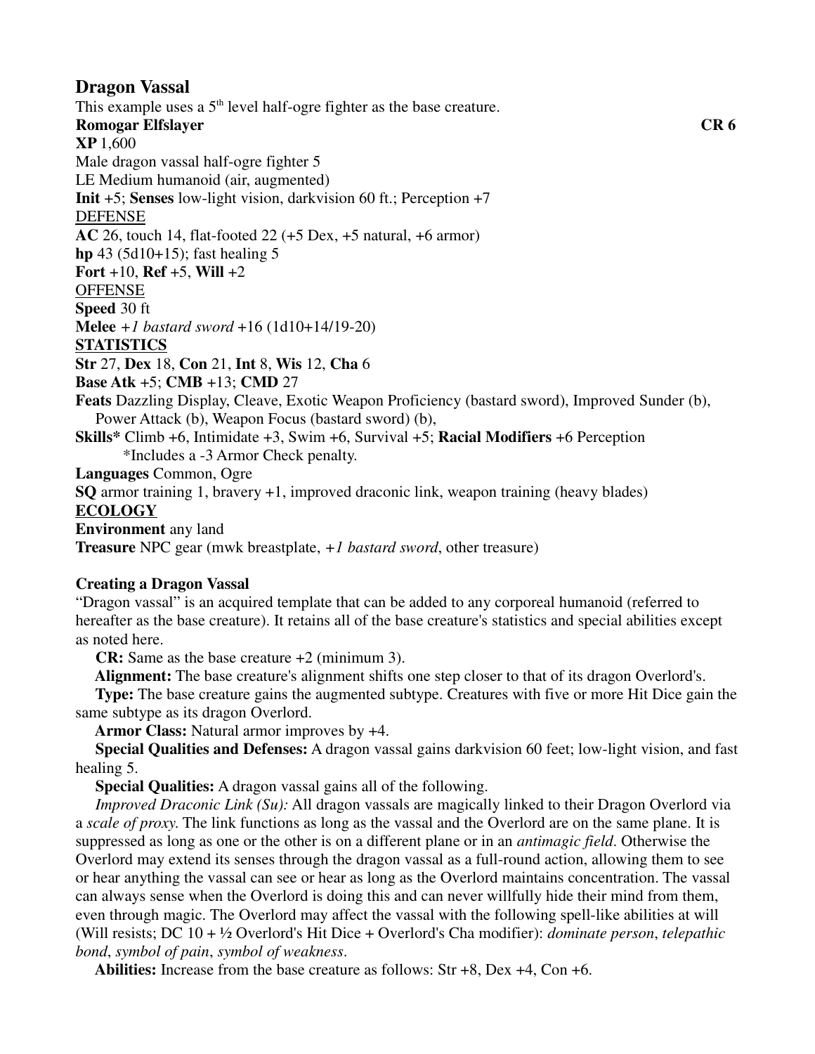## Dragon Vassal

This example uses a 5th level half-ogre fighter as the base creature.

**Romogar Elfslayer** **CR 6**

**XP** 1,600

Male dragon vassal half-ogre fighter 5

LE Medium humanoid (air, augmented)

**Init** +5; **Senses** low-light vision, darkvision 60 ft.; Perception +7

DEFENSE

**AC** 26, touch 14, flat-footed 22 (+5 Dex, +5 natural, +6 armor)

**hp** 43 (5d10+15); fast healing 5

**Fort** +10, **Ref** +5, **Will** +2

OFFENSE

**Speed** 30 ft

**Melee** *+1 bastard sword* +16 (1d10+14/19-20)

**STATISTICS**

**Str** 27, **Dex** 18, **Con** 21, **Int** 8, **Wis** 12, **Cha** 6

**Base Atk** +5; **CMB** +13; **CMD** 27

**Feats** Dazzling Display, Cleave, Exotic Weapon Proficiency (bastard sword), Improved Sunder (b), Power Attack (b), Weapon Focus (bastard sword) (b),

**Skills*** Climb +6, Intimidate +3, Swim +6, Survival +5; **Racial Modifiers** +6 Perception

*Includes a -3 Armor Check penalty.

**Languages** Common, Ogre

**SQ** armor training 1, bravery +1, improved draconic link, weapon training (heavy blades)

**ECOLOGY**

**Environment** any land

**Treasure** NPC gear (mwk breastplate, *+1 bastard sword*, other treasure)

### Creating a Dragon Vassal

"Dragon vassal" is an acquired template that can be added to any corporeal humanoid (referred to hereafter as the base creature). It retains all of the base creature's statistics and special abilities except as noted here.

**CR:** Same as the base creature +2 (minimum 3).

**Alignment:** The base creature's alignment shifts one step closer to that of its dragon Overlord's.

**Type:** The base creature gains the augmented subtype. Creatures with five or more Hit Dice gain the same subtype as its dragon Overlord.

**Armor Class:** Natural armor improves by +4.

**Special Qualities and Defenses:** A dragon vassal gains darkvision 60 feet; low-light vision, and fast healing 5.

**Special Qualities:** A dragon vassal gains all of the following.

*Improved Draconic Link (Su):* All dragon vassals are magically linked to their Dragon Overlord via a *scale of proxy*. The link functions as long as the vassal and the Overlord are on the same plane. It is suppressed as long as one or the other is on a different plane or in an *antimagic field*. Otherwise the Overlord may extend its senses through the dragon vassal as a full-round action, allowing them to see or hear anything the vassal can see or hear as long as the Overlord maintains concentration. The vassal can always sense when the Overlord is doing this and can never willfully hide their mind from them, even through magic. The Overlord may affect the vassal with the following spell-like abilities at will (Will resists; DC 10 + ½ Overlord's Hit Dice + Overlord's Cha modifier): *dominate person*, *telepathic bond*, *symbol of pain*, *symbol of weakness*.

**Abilities:** Increase from the base creature as follows: Str +8, Dex +4, Con +6.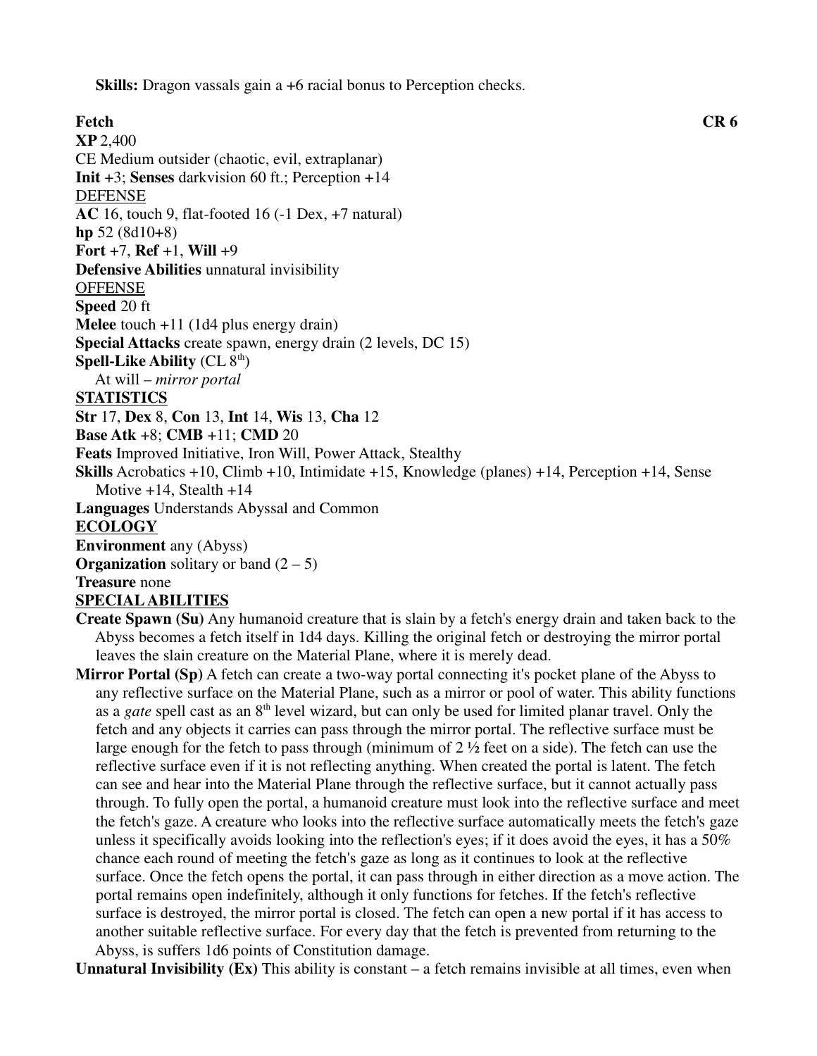**Skills:** Dragon vassals gain a +6 racial bonus to Perception checks.

**Fetch** **CR 6**

**XP** 2,400

CE Medium outsider (chaotic, evil, extraplanar)

**Init** +3; **Senses** darkvision 60 ft.; Perception +14

DEFENSE

**AC** 16, touch 9, flat-footed 16 (-1 Dex, +7 natural)

**hp** 52 (8d10+8)

**Fort** +7, **Ref** +1, **Will** +9

**Defensive Abilities** unnatural invisibility

OFFENSE

**Speed** 20 ft

**Melee** touch +11 (1d4 plus energy drain)

**Special Attacks** create spawn, energy drain (2 levels, DC 15)

**Spell-Like Ability** (CL 8th)

At will – *mirror portal*

**STATISTICS**

**Str** 17, **Dex** 8, **Con** 13, **Int** 14, **Wis** 13, **Cha** 12

**Base Atk** +8; **CMB** +11; **CMD** 20

**Feats** Improved Initiative, Iron Will, Power Attack, Stealthy

**Skills** Acrobatics +10, Climb +10, Intimidate +15, Knowledge (planes) +14, Perception +14, Sense Motive +14, Stealth +14

**Languages** Understands Abyssal and Common

**ECOLOGY**

**Environment** any (Abyss)

**Organization** solitary or band (2 – 5)

**Treasure** none

**SPECIAL ABILITIES**

**Create Spawn (Su)** Any humanoid creature that is slain by a fetch's energy drain and taken back to the Abyss becomes a fetch itself in 1d4 days. Killing the original fetch or destroying the mirror portal leaves the slain creature on the Material Plane, where it is merely dead.

**Mirror Portal (Sp)** A fetch can create a two-way portal connecting it's pocket plane of the Abyss to any reflective surface on the Material Plane, such as a mirror or pool of water. This ability functions as a *gate* spell cast as an 8th level wizard, but can only be used for limited planar travel. Only the fetch and any objects it carries can pass through the mirror portal. The reflective surface must be large enough for the fetch to pass through (minimum of 2 ½ feet on a side). The fetch can use the reflective surface even if it is not reflecting anything. When created the portal is latent. The fetch can see and hear into the Material Plane through the reflective surface, but it cannot actually pass through. To fully open the portal, a humanoid creature must look into the reflective surface and meet the fetch's gaze. A creature who looks into the reflective surface automatically meets the fetch's gaze unless it specifically avoids looking into the reflection's eyes; if it does avoid the eyes, it has a 50% chance each round of meeting the fetch's gaze as long as it continues to look at the reflective surface. Once the fetch opens the portal, it can pass through in either direction as a move action. The portal remains open indefinitely, although it only functions for fetches. If the fetch's reflective surface is destroyed, the mirror portal is closed. The fetch can open a new portal if it has access to another suitable reflective surface. For every day that the fetch is prevented from returning to the Abyss, is suffers 1d6 points of Constitution damage.

**Unnatural Invisibility (Ex)** This ability is constant – a fetch remains invisible at all times, even when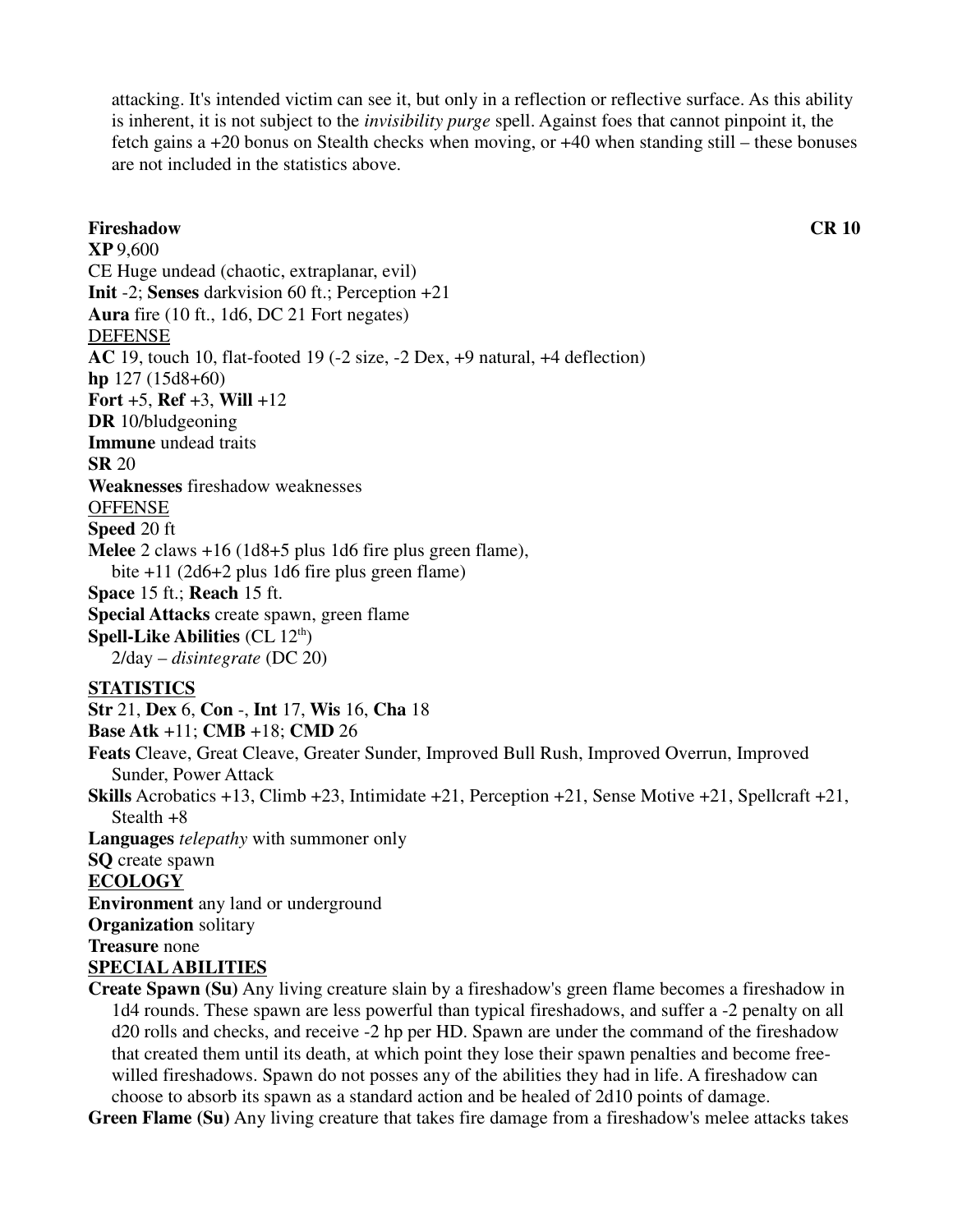attacking. It's intended victim can see it, but only in a reflection or reflective surface. As this ability is inherent, it is not subject to the *invisibility purge* spell. Against foes that cannot pinpoint it, the fetch gains a +20 bonus on Stealth checks when moving, or +40 when standing still – these bonuses are not included in the statistics above.

**Fireshadow** **CR 10**

**XP** 9,600

CE Huge undead (chaotic, extraplanar, evil)

**Init** -2; **Senses** darkvision 60 ft.; Perception +21

**Aura** fire (10 ft., 1d6, DC 21 Fort negates)

DEFENSE

**AC** 19, touch 10, flat-footed 19 (-2 size, -2 Dex, +9 natural, +4 deflection)

**hp** 127 (15d8+60)

**Fort** +5, **Ref** +3, **Will** +12

**DR** 10/bludgeoning

**Immune** undead traits

**SR** 20

**Weaknesses** fireshadow weaknesses

OFFENSE

**Speed** 20 ft

**Melee** 2 claws +16 (1d8+5 plus 1d6 fire plus green flame),
bite +11 (2d6+2 plus 1d6 fire plus green flame)

**Space** 15 ft.; **Reach** 15 ft.

**Special Attacks** create spawn, green flame

**Spell-Like Abilities** (CL 12th)
2/day – *disintegrate* (DC 20)

**STATISTICS**

**Str** 21, **Dex** 6, **Con** -, **Int** 17, **Wis** 16, **Cha** 18

**Base Atk** +11; **CMB** +18; **CMD** 26

**Feats** Cleave, Great Cleave, Greater Sunder, Improved Bull Rush, Improved Overrun, Improved Sunder, Power Attack

**Skills** Acrobatics +13, Climb +23, Intimidate +21, Perception +21, Sense Motive +21, Spellcraft +21, Stealth +8

**Languages** *telepathy* with summoner only

**SQ** create spawn

**ECOLOGY**

**Environment** any land or underground

**Organization** solitary

**Treasure** none

**SPECIAL ABILITIES**

**Create Spawn (Su)** Any living creature slain by a fireshadow's green flame becomes a fireshadow in 1d4 rounds. These spawn are less powerful than typical fireshadows, and suffer a -2 penalty on all d20 rolls and checks, and receive -2 hp per HD. Spawn are under the command of the fireshadow that created them until its death, at which point they lose their spawn penalties and become free-willed fireshadows. Spawn do not posses any of the abilities they had in life. A fireshadow can choose to absorb its spawn as a standard action and be healed of 2d10 points of damage.

**Green Flame (Su)** Any living creature that takes fire damage from a fireshadow's melee attacks takes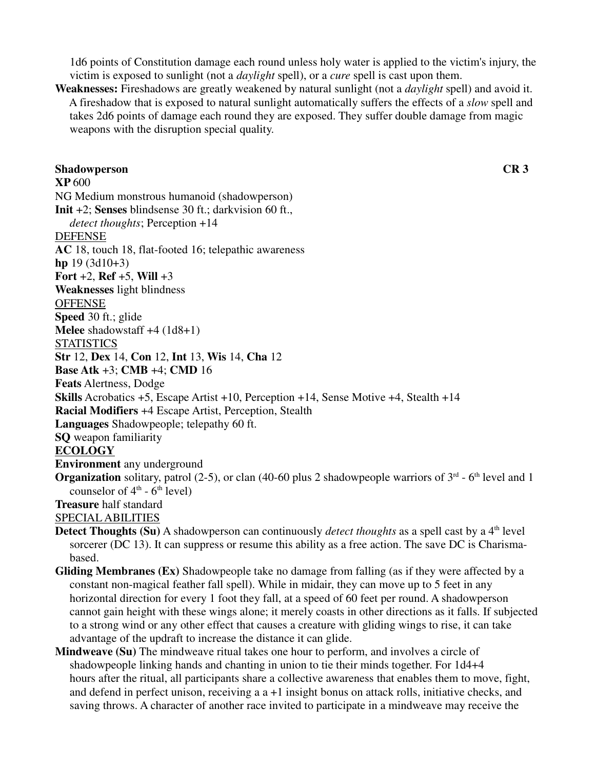1d6 points of Constitution damage each round unless holy water is applied to the victim's injury, the victim is exposed to sunlight (not a *daylight* spell), or a *cure* spell is cast upon them.

**Weaknesses:** Fireshadows are greatly weakened by natural sunlight (not a *daylight* spell) and avoid it. A fireshadow that is exposed to natural sunlight automatically suffers the effects of a *slow* spell and takes 2d6 points of damage each round they are exposed. They suffer double damage from magic weapons with the disruption special quality.

**Shadowperson** **CR 3**

**XP** 600

NG Medium monstrous humanoid (shadowperson)

**Init** +2; **Senses** blindsense 30 ft.; darkvision 60 ft., *detect thoughts*; Perception +14

DEFENSE

**AC** 18, touch 18, flat-footed 16; telepathic awareness

**hp** 19 (3d10+3)

**Fort** +2, **Ref** +5, **Will** +3

**Weaknesses** light blindness

OFFENSE

**Speed** 30 ft.; glide

**Melee** shadowstaff +4 (1d8+1)

STATISTICS

**Str** 12, **Dex** 14, **Con** 12, **Int** 13, **Wis** 14, **Cha** 12

**Base Atk** +3; **CMB** +4; **CMD** 16

**Feats** Alertness, Dodge

**Skills** Acrobatics +5, Escape Artist +10, Perception +14, Sense Motive +4, Stealth +14

**Racial Modifiers** +4 Escape Artist, Perception, Stealth

**Languages** Shadowpeople; telepathy 60 ft.

**SQ** weapon familiarity

**ECOLOGY**

**Environment** any underground

**Organization** solitary, patrol (2-5), or clan (40-60 plus 2 shadowpeople warriors of 3rd - 6th level and 1 counselor of 4th - 6th level)

**Treasure** half standard

SPECIAL ABILITIES

**Detect Thoughts (Su)** A shadowperson can continuously *detect thoughts* as a spell cast by a 4th level sorcerer (DC 13). It can suppress or resume this ability as a free action. The save DC is Charisma-based.

**Gliding Membranes (Ex)** Shadowpeople take no damage from falling (as if they were affected by a constant non-magical feather fall spell). While in midair, they can move up to 5 feet in any horizontal direction for every 1 foot they fall, at a speed of 60 feet per round. A shadowperson cannot gain height with these wings alone; it merely coasts in other directions as it falls. If subjected to a strong wind or any other effect that causes a creature with gliding wings to rise, it can take advantage of the updraft to increase the distance it can glide.

**Mindweave (Su)** The mindweave ritual takes one hour to perform, and involves a circle of shadowpeople linking hands and chanting in union to tie their minds together. For 1d4+4 hours after the ritual, all participants share a collective awareness that enables them to move, fight, and defend in perfect unison, receiving a a +1 insight bonus on attack rolls, initiative checks, and saving throws. A character of another race invited to participate in a mindweave may receive the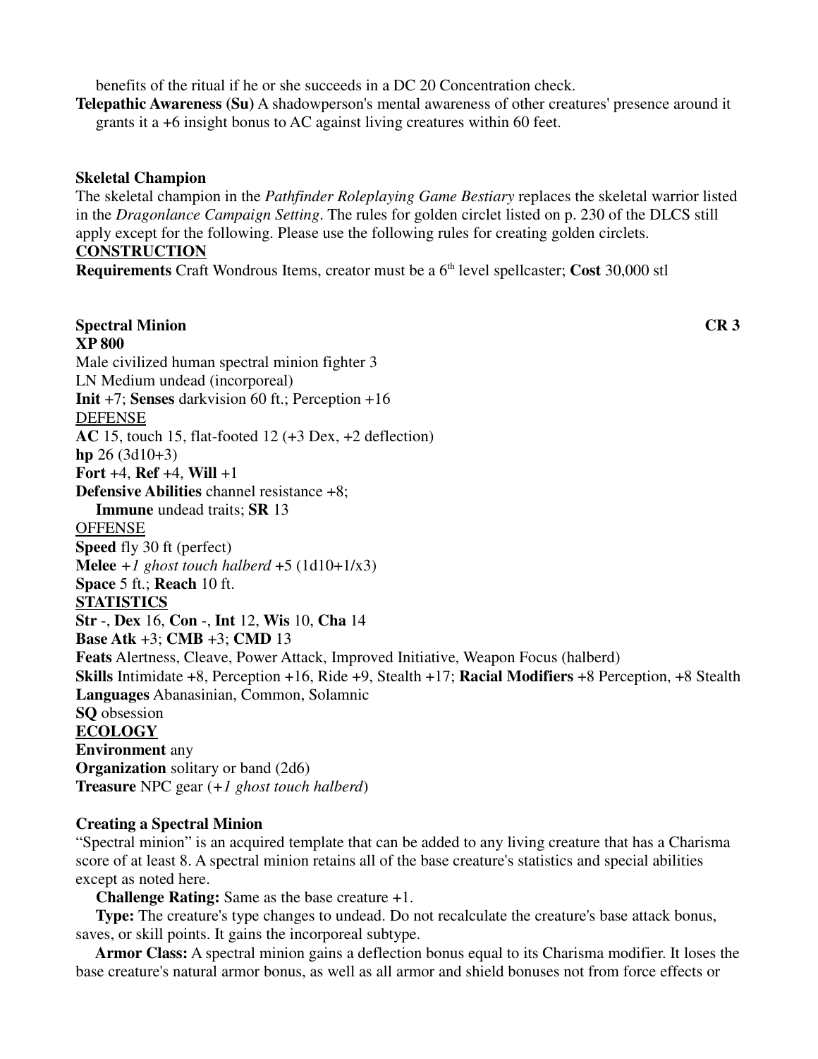benefits of the ritual if he or she succeeds in a DC 20 Concentration check.

**Telepathic Awareness (Su)** A shadowperson's mental awareness of other creatures' presence around it grants it a +6 insight bonus to AC against living creatures within 60 feet.

**Skeletal Champion**

The skeletal champion in the *Pathfinder Roleplaying Game Bestiary* replaces the skeletal warrior listed in the *Dragonlance Campaign Setting*. The rules for golden circlet listed on p. 230 of the DLCS still apply except for the following. Please use the following rules for creating golden circlets.

**CONSTRUCTION**

**Requirements** Craft Wondrous Items, creator must be a 6th level spellcaster; **Cost** 30,000 stl

**Spectral Minion** **CR 3**

**XP 800**

Male civilized human spectral minion fighter 3

LN Medium undead (incorporeal)

**Init** +7; **Senses** darkvision 60 ft.; Perception +16

DEFENSE

**AC** 15, touch 15, flat-footed 12 (+3 Dex, +2 deflection)

**hp** 26 (3d10+3)

**Fort** +4, **Ref** +4, **Will** +1

**Defensive Abilities** channel resistance +8;
**Immune** undead traits; **SR** 13

OFFENSE

**Speed** fly 30 ft (perfect)

**Melee** *+1 ghost touch halberd* +5 (1d10+1/x3)

**Space** 5 ft.; **Reach** 10 ft.

**STATISTICS**

**Str** -, **Dex** 16, **Con** -, **Int** 12, **Wis** 10, **Cha** 14

**Base Atk** +3; **CMB** +3; **CMD** 13

**Feats** Alertness, Cleave, Power Attack, Improved Initiative, Weapon Focus (halberd)

**Skills** Intimidate +8, Perception +16, Ride +9, Stealth +17; **Racial Modifiers** +8 Perception, +8 Stealth

**Languages** Abanasinian, Common, Solamnic

**SQ** obsession

**ECOLOGY**

**Environment** any

**Organization** solitary or band (2d6)

**Treasure** NPC gear (*+1 ghost touch halberd*)

**Creating a Spectral Minion**

"Spectral minion" is an acquired template that can be added to any living creature that has a Charisma score of at least 8. A spectral minion retains all of the base creature's statistics and special abilities except as noted here.

**Challenge Rating:** Same as the base creature +1.

**Type:** The creature's type changes to undead. Do not recalculate the creature's base attack bonus, saves, or skill points. It gains the incorporeal subtype.

**Armor Class:** A spectral minion gains a deflection bonus equal to its Charisma modifier. It loses the base creature's natural armor bonus, as well as all armor and shield bonuses not from force effects or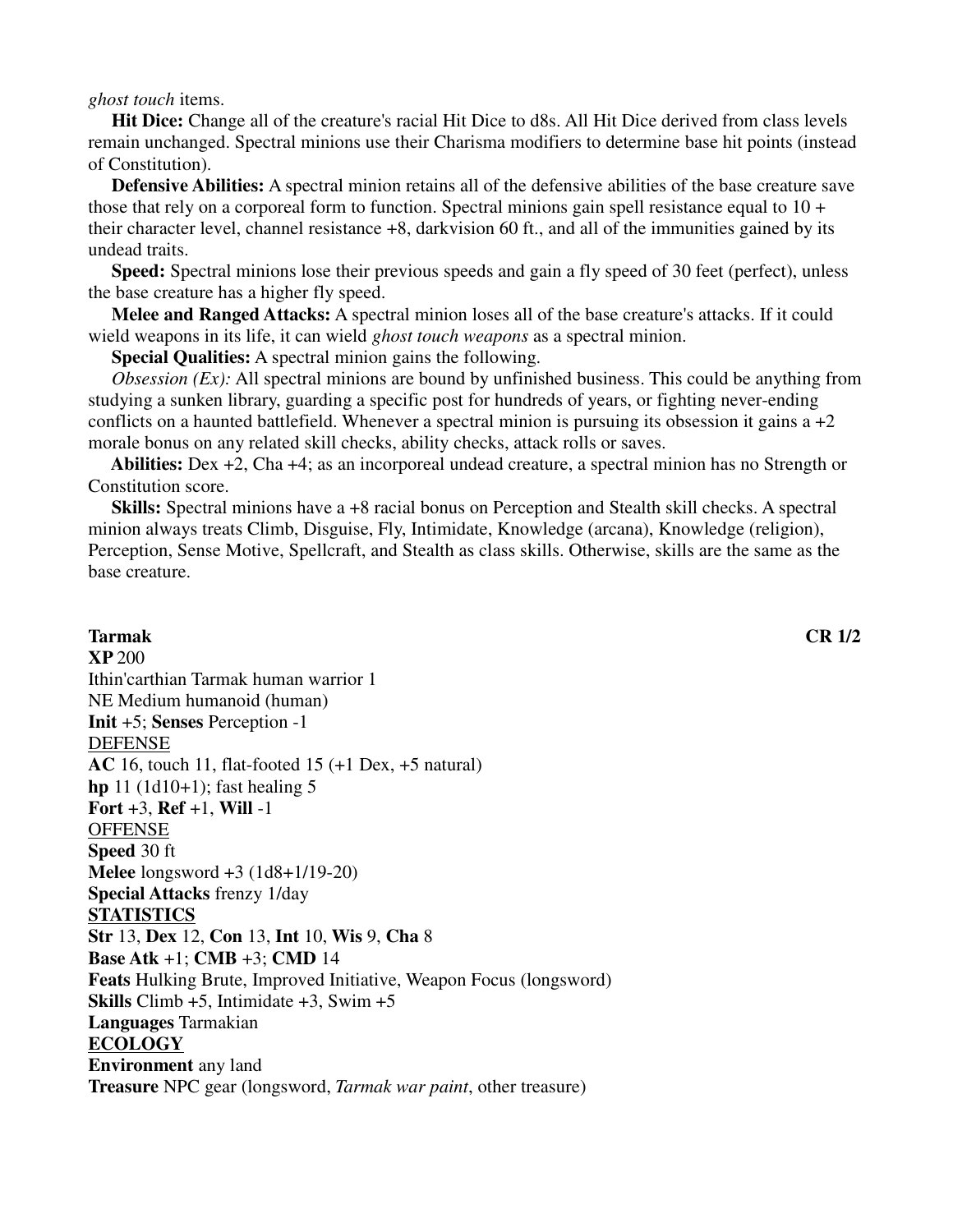*ghost touch* items.

**Hit Dice:** Change all of the creature's racial Hit Dice to d8s. All Hit Dice derived from class levels remain unchanged. Spectral minions use their Charisma modifiers to determine base hit points (instead of Constitution).

**Defensive Abilities:** A spectral minion retains all of the defensive abilities of the base creature save those that rely on a corporeal form to function. Spectral minions gain spell resistance equal to 10 + their character level, channel resistance +8, darkvision 60 ft., and all of the immunities gained by its undead traits.

**Speed:** Spectral minions lose their previous speeds and gain a fly speed of 30 feet (perfect), unless the base creature has a higher fly speed.

**Melee and Ranged Attacks:** A spectral minion loses all of the base creature's attacks. If it could wield weapons in its life, it can wield *ghost touch weapons* as a spectral minion.

**Special Qualities:** A spectral minion gains the following.

*Obsession (Ex):* All spectral minions are bound by unfinished business. This could be anything from studying a sunken library, guarding a specific post for hundreds of years, or fighting never-ending conflicts on a haunted battlefield. Whenever a spectral minion is pursuing its obsession it gains a +2 morale bonus on any related skill checks, ability checks, attack rolls or saves.

**Abilities:** Dex +2, Cha +4; as an incorporeal undead creature, a spectral minion has no Strength or Constitution score.

**Skills:** Spectral minions have a +8 racial bonus on Perception and Stealth skill checks. A spectral minion always treats Climb, Disguise, Fly, Intimidate, Knowledge (arcana), Knowledge (religion), Perception, Sense Motive, Spellcraft, and Stealth as class skills. Otherwise, skills are the same as the base creature.

**Tarmak** **CR 1/2**
**XP** 200
Ithin'carthian Tarmak human warrior 1
NE Medium humanoid (human)
**Init** +5; **Senses** Perception -1

DEFENSE

**AC** 16, touch 11, flat-footed 15 (+1 Dex, +5 natural)
**hp** 11 (1d10+1); fast healing 5
**Fort** +3, **Ref** +1, **Will** -1

OFFENSE

**Speed** 30 ft
**Melee** longsword +3 (1d8+1/19-20)
**Special Attacks** frenzy 1/day

**STATISTICS**

**Str** 13, **Dex** 12, **Con** 13, **Int** 10, **Wis** 9, **Cha** 8
**Base Atk** +1; **CMB** +3; **CMD** 14
**Feats** Hulking Brute, Improved Initiative, Weapon Focus (longsword)
**Skills** Climb +5, Intimidate +3, Swim +5
**Languages** Tarmakian

**ECOLOGY**

**Environment** any land
**Treasure** NPC gear (longsword, *Tarmak war paint*, other treasure)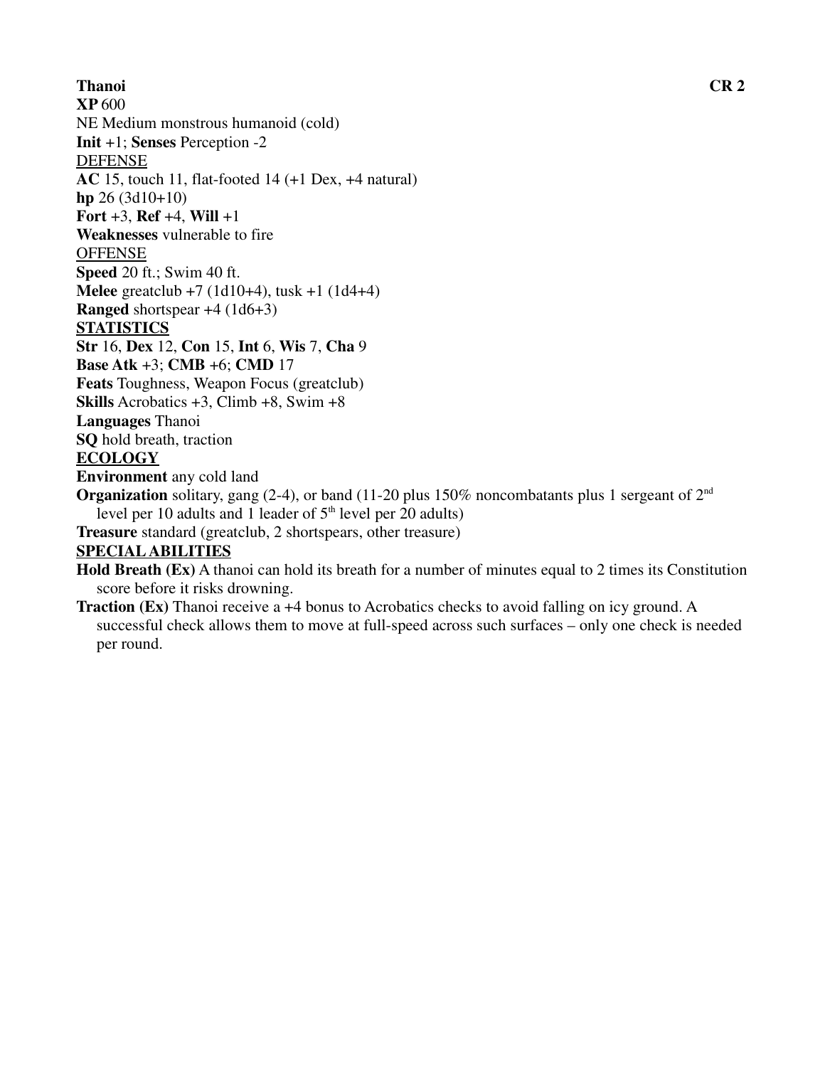**Thanoi** **CR 2**

**XP** 600

NE Medium monstrous humanoid (cold)

**Init** +1; **Senses** Perception -2

DEFENSE

**AC** 15, touch 11, flat-footed 14 (+1 Dex, +4 natural)

**hp** 26 (3d10+10)

**Fort** +3, **Ref** +4, **Will** +1

**Weaknesses** vulnerable to fire

OFFENSE

**Speed** 20 ft.; Swim 40 ft.

**Melee** greatclub +7 (1d10+4), tusk +1 (1d4+4)

**Ranged** shortspear +4 (1d6+3)

**STATISTICS**

**Str** 16, **Dex** 12, **Con** 15, **Int** 6, **Wis** 7, **Cha** 9

**Base Atk** +3; **CMB** +6; **CMD** 17

**Feats** Toughness, Weapon Focus (greatclub)

**Skills** Acrobatics +3, Climb +8, Swim +8

**Languages** Thanoi

**SQ** hold breath, traction

**ECOLOGY**

**Environment** any cold land

**Organization** solitary, gang (2-4), or band (11-20 plus 150% noncombatants plus 1 sergeant of 2nd level per 10 adults and 1 leader of 5th level per 20 adults)

**Treasure** standard (greatclub, 2 shortspears, other treasure)

**SPECIAL ABILITIES**

**Hold Breath (Ex)** A thanoi can hold its breath for a number of minutes equal to 2 times its Constitution score before it risks drowning.

**Traction (Ex)** Thanoi receive a +4 bonus to Acrobatics checks to avoid falling on icy ground. A successful check allows them to move at full-speed across such surfaces – only one check is needed per round.